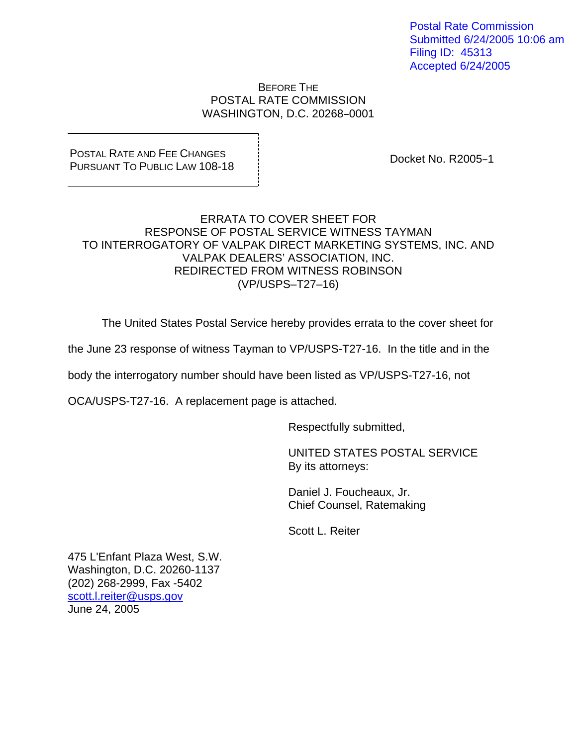Postal Rate Commission
Submitted 6/24/2005 10:06 am
Filing ID: 45313
Accepted 6/24/2005

BEFORE THE
POSTAL RATE COMMISSION
WASHINGTON, D.C. 20268–0001

POSTAL RATE AND FEE CHANGES
PURSUANT TO PUBLIC LAW 108-18

Docket No. R2005–1

ERRATA TO COVER SHEET FOR
RESPONSE OF POSTAL SERVICE WITNESS TAYMAN
TO INTERROGATORY OF VALPAK DIRECT MARKETING SYSTEMS, INC. AND
VALPAK DEALERS' ASSOCIATION, INC.
REDIRECTED FROM WITNESS ROBINSON
(VP/USPS–T27–16)

The United States Postal Service hereby provides errata to the cover sheet for the June 23 response of witness Tayman to VP/USPS-T27-16. In the title and in the body the interrogatory number should have been listed as VP/USPS-T27-16, not OCA/USPS-T27-16. A replacement page is attached.

Respectfully submitted,

UNITED STATES POSTAL SERVICE
By its attorneys:

Daniel J. Foucheaux, Jr.
Chief Counsel, Ratemaking

Scott L. Reiter

475 L'Enfant Plaza West, S.W.
Washington, D.C. 20260-1137
(202) 268-2999, Fax -5402
scott.l.reiter@usps.gov
June 24, 2005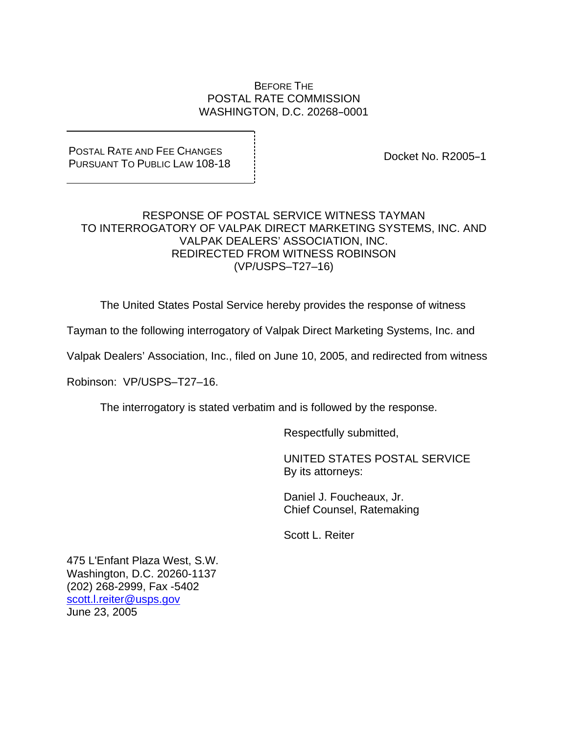BEFORE THE
POSTAL RATE COMMISSION
WASHINGTON, D.C. 20268–0001

POSTAL RATE AND FEE CHANGES
PURSUANT TO PUBLIC LAW 108-18

Docket No. R2005–1

RESPONSE OF POSTAL SERVICE WITNESS TAYMAN
TO INTERROGATORY OF VALPAK DIRECT MARKETING SYSTEMS, INC. AND
VALPAK DEALERS' ASSOCIATION, INC.
REDIRECTED FROM WITNESS ROBINSON
(VP/USPS–T27–16)

The United States Postal Service hereby provides the response of witness Tayman to the following interrogatory of Valpak Direct Marketing Systems, Inc. and Valpak Dealers' Association, Inc., filed on June 10, 2005, and redirected from witness Robinson: VP/USPS–T27–16.

The interrogatory is stated verbatim and is followed by the response.

Respectfully submitted,

UNITED STATES POSTAL SERVICE
By its attorneys:

Daniel J. Foucheaux, Jr.
Chief Counsel, Ratemaking

Scott L. Reiter

475 L'Enfant Plaza West, S.W.
Washington, D.C. 20260-1137
(202) 268-2999, Fax -5402
scott.l.reiter@usps.gov
June 23, 2005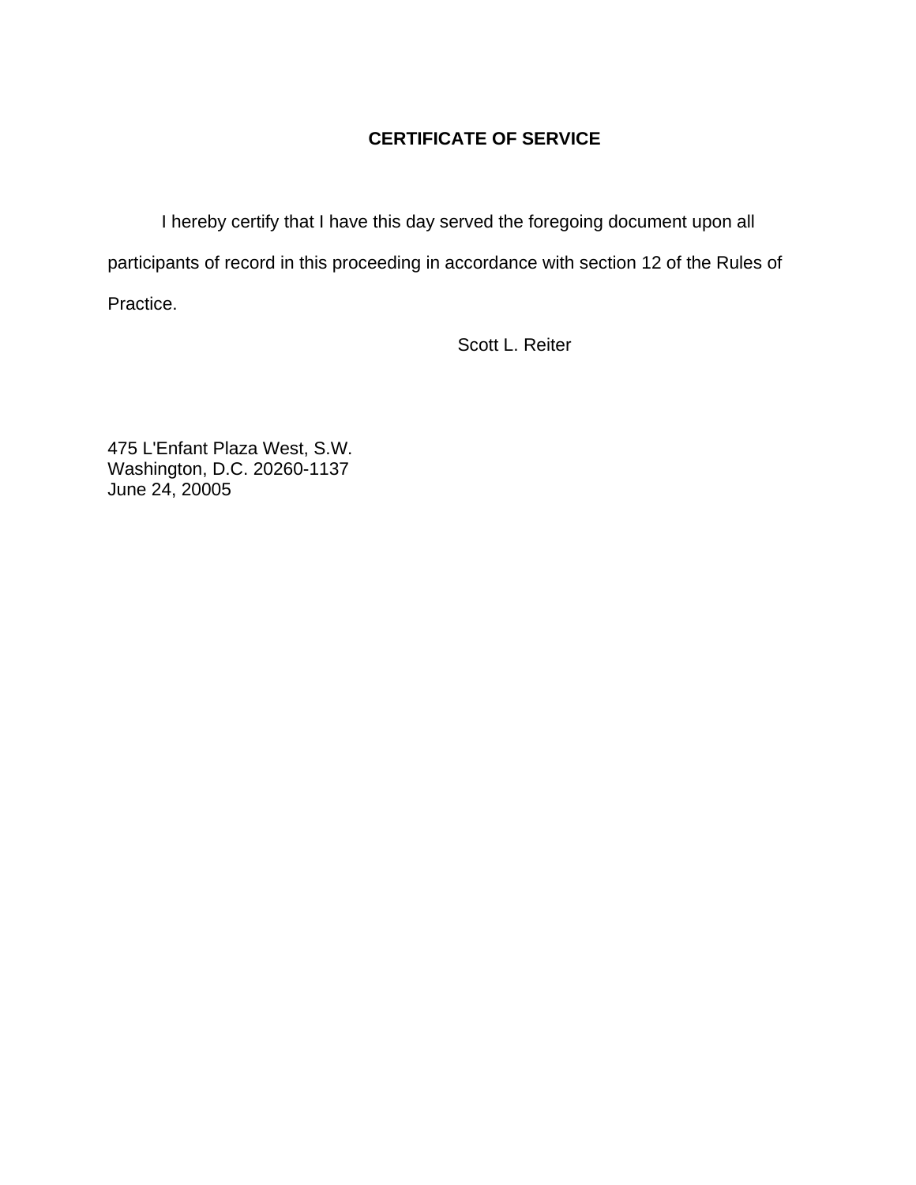## CERTIFICATE OF SERVICE

I hereby certify that I have this day served the foregoing document upon all participants of record in this proceeding in accordance with section 12 of the Rules of Practice.

Scott L. Reiter

475 L'Enfant Plaza West, S.W.
Washington, D.C. 20260-1137
June 24, 20005